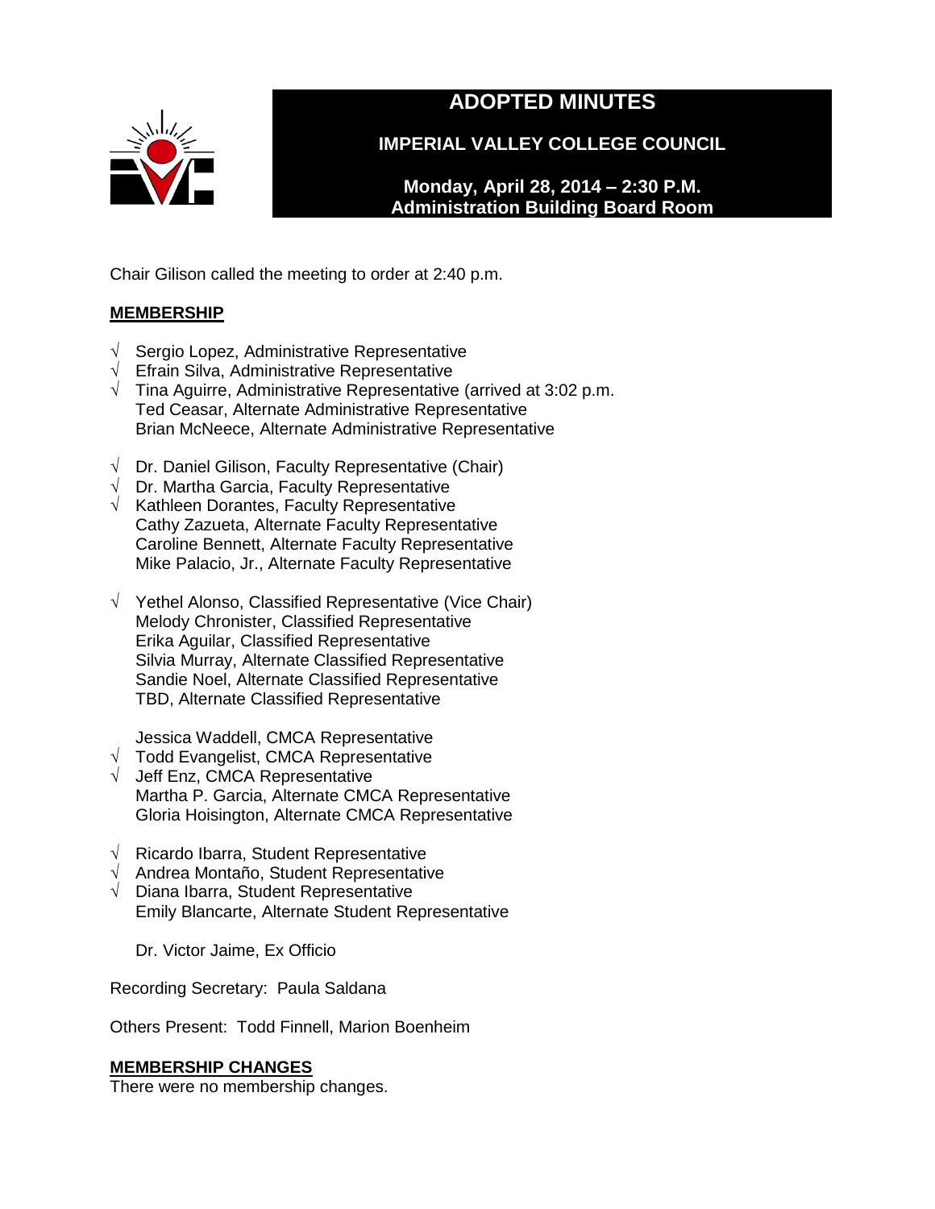# ADOPTED MINUTES

## IMPERIAL VALLEY COLLEGE COUNCIL

**Monday, April 28, 2014 – 2:30 P.M.**
**Administration Building Board Room**

Chair Gilison called the meeting to order at 2:40 p.m.

**MEMBERSHIP**

√ Sergio Lopez, Administrative Representative
√ Efrain Silva, Administrative Representative
√ Tina Aguirre, Administrative Representative (arrived at 3:02 p.m.
Ted Ceasar, Alternate Administrative Representative
Brian McNeece, Alternate Administrative Representative

√ Dr. Daniel Gilison, Faculty Representative (Chair)
√ Dr. Martha Garcia, Faculty Representative
√ Kathleen Dorantes, Faculty Representative
Cathy Zazueta, Alternate Faculty Representative
Caroline Bennett, Alternate Faculty Representative
Mike Palacio, Jr., Alternate Faculty Representative

√ Yethel Alonso, Classified Representative (Vice Chair)
Melody Chronister, Classified Representative
Erika Aguilar, Classified Representative
Silvia Murray, Alternate Classified Representative
Sandie Noel, Alternate Classified Representative
TBD, Alternate Classified Representative

Jessica Waddell, CMCA Representative
√ Todd Evangelist, CMCA Representative
√ Jeff Enz, CMCA Representative
Martha P. Garcia, Alternate CMCA Representative
Gloria Hoisington, Alternate CMCA Representative

√ Ricardo Ibarra, Student Representative
√ Andrea Montaño, Student Representative
√ Diana Ibarra, Student Representative
Emily Blancarte, Alternate Student Representative

Dr. Victor Jaime, Ex Officio

Recording Secretary: Paula Saldana

Others Present: Todd Finnell, Marion Boenheim

**MEMBERSHIP CHANGES**

There were no membership changes.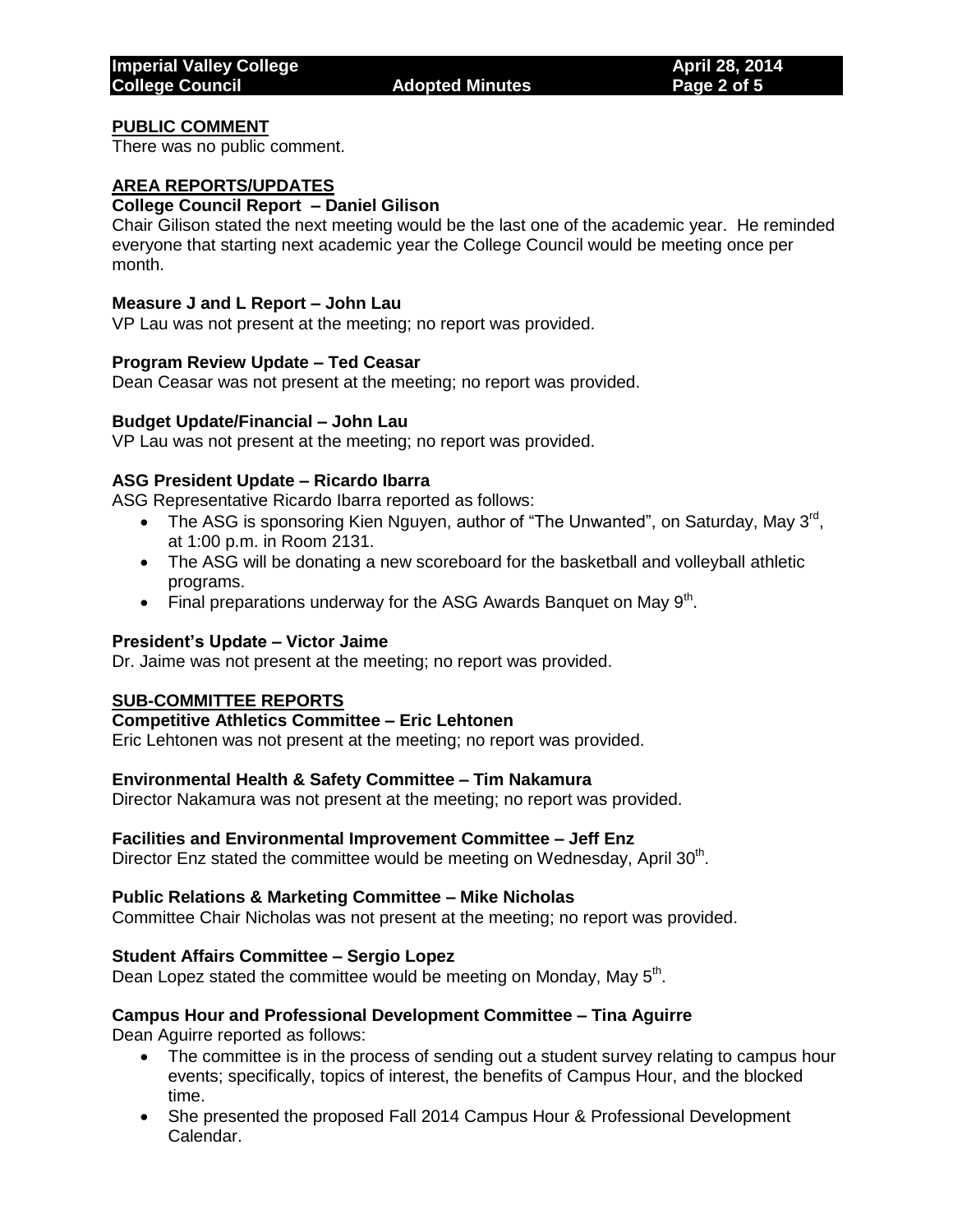## PUBLIC COMMENT

There was no public comment.

## AREA REPORTS/UPDATES

### College Council Report – Daniel Gilison

Chair Gilison stated the next meeting would be the last one of the academic year. He reminded everyone that starting next academic year the College Council would be meeting once per month.

### Measure J and L Report – John Lau

VP Lau was not present at the meeting; no report was provided.

### Program Review Update – Ted Ceasar

Dean Ceasar was not present at the meeting; no report was provided.

### Budget Update/Financial – John Lau

VP Lau was not present at the meeting; no report was provided.

### ASG President Update – Ricardo Ibarra

ASG Representative Ricardo Ibarra reported as follows:

- The ASG is sponsoring Kien Nguyen, author of "The Unwanted", on Saturday, May 3rd, at 1:00 p.m. in Room 2131.
- The ASG will be donating a new scoreboard for the basketball and volleyball athletic programs.
- Final preparations underway for the ASG Awards Banquet on May 9th.

### President's Update – Victor Jaime

Dr. Jaime was not present at the meeting; no report was provided.

## SUB-COMMITTEE REPORTS

### Competitive Athletics Committee – Eric Lehtonen

Eric Lehtonen was not present at the meeting; no report was provided.

### Environmental Health & Safety Committee – Tim Nakamura

Director Nakamura was not present at the meeting; no report was provided.

### Facilities and Environmental Improvement Committee – Jeff Enz

Director Enz stated the committee would be meeting on Wednesday, April 30th.

### Public Relations & Marketing Committee – Mike Nicholas

Committee Chair Nicholas was not present at the meeting; no report was provided.

### Student Affairs Committee – Sergio Lopez

Dean Lopez stated the committee would be meeting on Monday, May 5th.

### Campus Hour and Professional Development Committee – Tina Aguirre

Dean Aguirre reported as follows:

- The committee is in the process of sending out a student survey relating to campus hour events; specifically, topics of interest, the benefits of Campus Hour, and the blocked time.
- She presented the proposed Fall 2014 Campus Hour & Professional Development Calendar.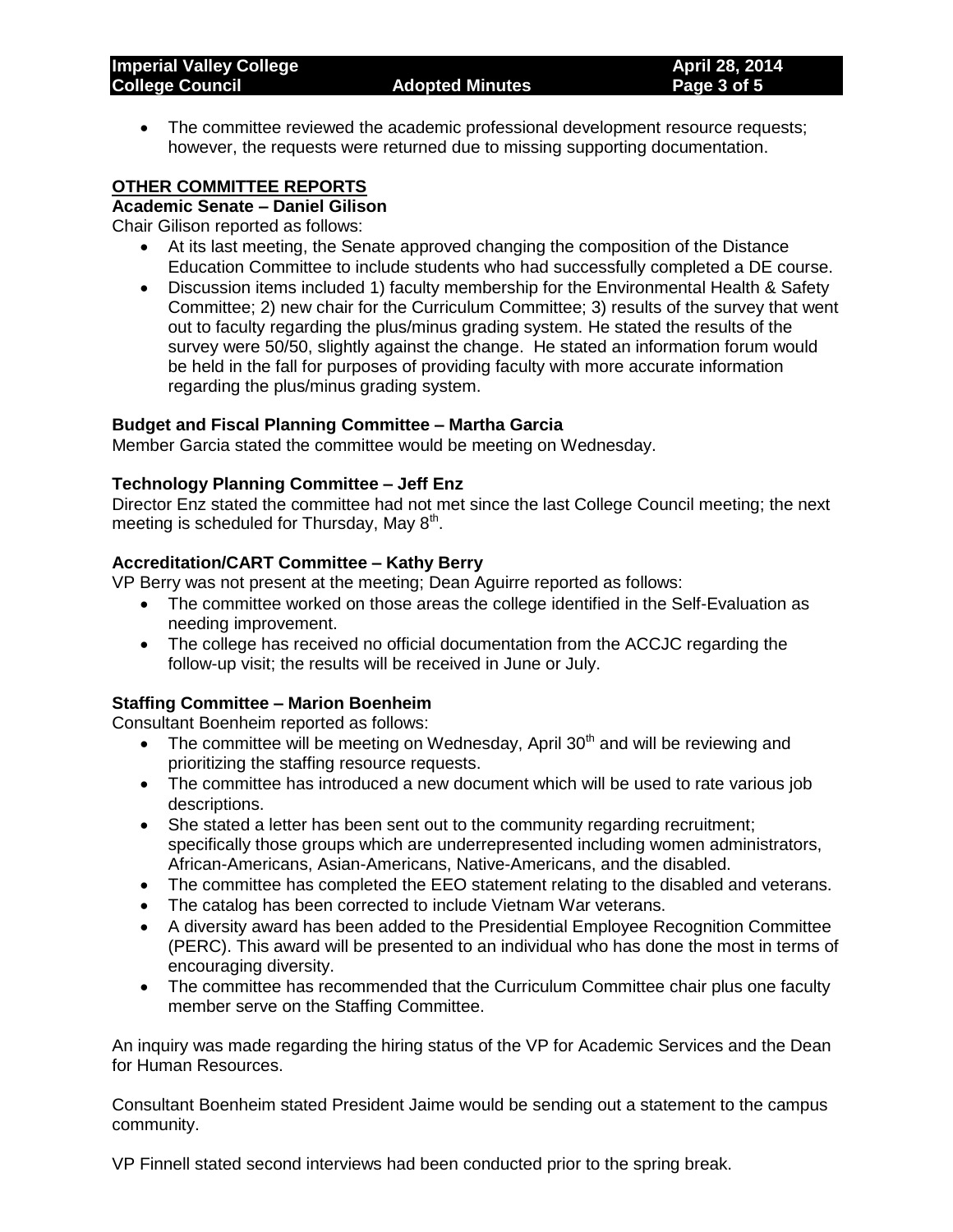- The committee reviewed the academic professional development resource requests; however, the requests were returned due to missing supporting documentation.

## OTHER COMMITTEE REPORTS

### Academic Senate – Daniel Gilison

Chair Gilison reported as follows:

- At its last meeting, the Senate approved changing the composition of the Distance Education Committee to include students who had successfully completed a DE course.
- Discussion items included 1) faculty membership for the Environmental Health & Safety Committee; 2) new chair for the Curriculum Committee; 3) results of the survey that went out to faculty regarding the plus/minus grading system. He stated the results of the survey were 50/50, slightly against the change. He stated an information forum would be held in the fall for purposes of providing faculty with more accurate information regarding the plus/minus grading system.

### Budget and Fiscal Planning Committee – Martha Garcia

Member Garcia stated the committee would be meeting on Wednesday.

### Technology Planning Committee – Jeff Enz

Director Enz stated the committee had not met since the last College Council meeting; the next meeting is scheduled for Thursday, May 8th.

### Accreditation/CART Committee – Kathy Berry

VP Berry was not present at the meeting; Dean Aguirre reported as follows:

- The committee worked on those areas the college identified in the Self-Evaluation as needing improvement.
- The college has received no official documentation from the ACCJC regarding the follow-up visit; the results will be received in June or July.

### Staffing Committee – Marion Boenheim

Consultant Boenheim reported as follows:

- The committee will be meeting on Wednesday, April 30th and will be reviewing and prioritizing the staffing resource requests.
- The committee has introduced a new document which will be used to rate various job descriptions.
- She stated a letter has been sent out to the community regarding recruitment; specifically those groups which are underrepresented including women administrators, African-Americans, Asian-Americans, Native-Americans, and the disabled.
- The committee has completed the EEO statement relating to the disabled and veterans.
- The catalog has been corrected to include Vietnam War veterans.
- A diversity award has been added to the Presidential Employee Recognition Committee (PERC). This award will be presented to an individual who has done the most in terms of encouraging diversity.
- The committee has recommended that the Curriculum Committee chair plus one faculty member serve on the Staffing Committee.

An inquiry was made regarding the hiring status of the VP for Academic Services and the Dean for Human Resources.

Consultant Boenheim stated President Jaime would be sending out a statement to the campus community.

VP Finnell stated second interviews had been conducted prior to the spring break.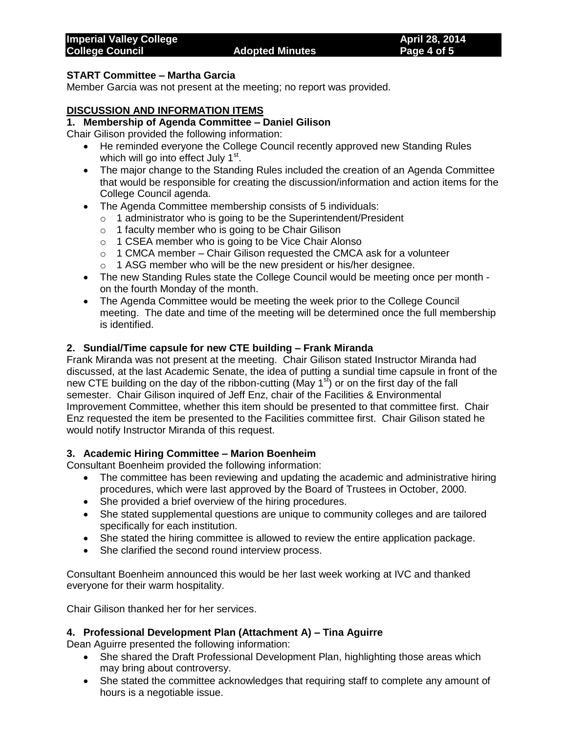**START Committee – Martha Garcia**

Member Garcia was not present at the meeting; no report was provided.

**DISCUSSION AND INFORMATION ITEMS**

**1. Membership of Agenda Committee – Daniel Gilison**

Chair Gilison provided the following information:

- He reminded everyone the College Council recently approved new Standing Rules which will go into effect July 1st.
- The major change to the Standing Rules included the creation of an Agenda Committee that would be responsible for creating the discussion/information and action items for the College Council agenda.
- The Agenda Committee membership consists of 5 individuals:
  - 1 administrator who is going to be the Superintendent/President
  - 1 faculty member who is going to be Chair Gilison
  - 1 CSEA member who is going to be Vice Chair Alonso
  - 1 CMCA member – Chair Gilison requested the CMCA ask for a volunteer
  - 1 ASG member who will be the new president or his/her designee.
- The new Standing Rules state the College Council would be meeting once per month - on the fourth Monday of the month.
- The Agenda Committee would be meeting the week prior to the College Council meeting. The date and time of the meeting will be determined once the full membership is identified.

**2. Sundial/Time capsule for new CTE building – Frank Miranda**

Frank Miranda was not present at the meeting. Chair Gilison stated Instructor Miranda had discussed, at the last Academic Senate, the idea of putting a sundial time capsule in front of the new CTE building on the day of the ribbon-cutting (May 1st) or on the first day of the fall semester. Chair Gilison inquired of Jeff Enz, chair of the Facilities & Environmental Improvement Committee, whether this item should be presented to that committee first. Chair Enz requested the item be presented to the Facilities committee first. Chair Gilison stated he would notify Instructor Miranda of this request.

**3. Academic Hiring Committee – Marion Boenheim**

Consultant Boenheim provided the following information:

- The committee has been reviewing and updating the academic and administrative hiring procedures, which were last approved by the Board of Trustees in October, 2000.
- She provided a brief overview of the hiring procedures.
- She stated supplemental questions are unique to community colleges and are tailored specifically for each institution.
- She stated the hiring committee is allowed to review the entire application package.
- She clarified the second round interview process.

Consultant Boenheim announced this would be her last week working at IVC and thanked everyone for their warm hospitality.

Chair Gilison thanked her for her services.

**4. Professional Development Plan (Attachment A) – Tina Aguirre**

Dean Aguirre presented the following information:

- She shared the Draft Professional Development Plan, highlighting those areas which may bring about controversy.
- She stated the committee acknowledges that requiring staff to complete any amount of hours is a negotiable issue.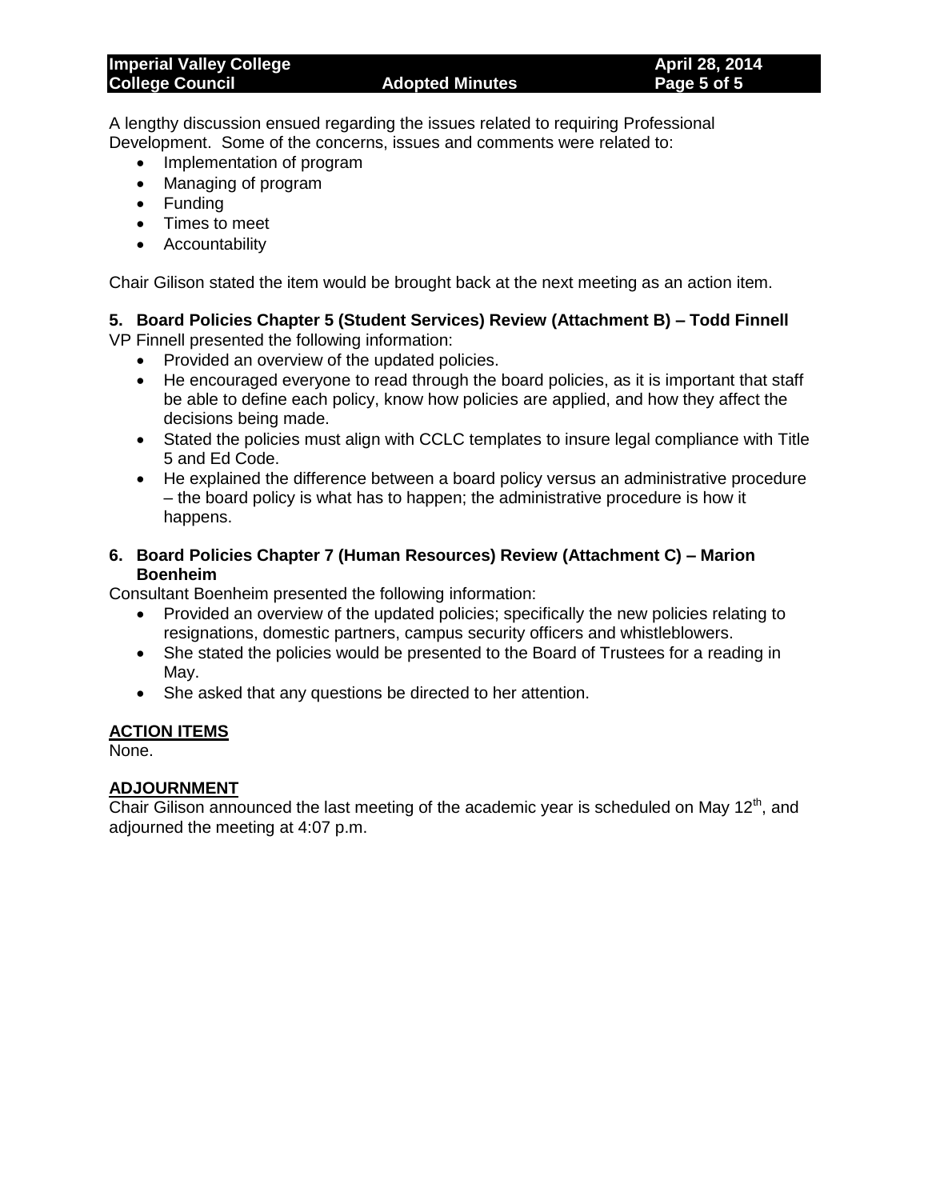A lengthy discussion ensued regarding the issues related to requiring Professional Development. Some of the concerns, issues and comments were related to:

- Implementation of program
- Managing of program
- Funding
- Times to meet
- Accountability

Chair Gilison stated the item would be brought back at the next meeting as an action item.

**5. Board Policies Chapter 5 (Student Services) Review (Attachment B) – Todd Finnell**

VP Finnell presented the following information:

- Provided an overview of the updated policies.
- He encouraged everyone to read through the board policies, as it is important that staff be able to define each policy, know how policies are applied, and how they affect the decisions being made.
- Stated the policies must align with CCLC templates to insure legal compliance with Title 5 and Ed Code.
- He explained the difference between a board policy versus an administrative procedure – the board policy is what has to happen; the administrative procedure is how it happens.

**6. Board Policies Chapter 7 (Human Resources) Review (Attachment C) – Marion Boenheim**

Consultant Boenheim presented the following information:

- Provided an overview of the updated policies; specifically the new policies relating to resignations, domestic partners, campus security officers and whistleblowers.
- She stated the policies would be presented to the Board of Trustees for a reading in May.
- She asked that any questions be directed to her attention.

## ACTION ITEMS

None.

## ADJOURNMENT

Chair Gilison announced the last meeting of the academic year is scheduled on May 12th, and adjourned the meeting at 4:07 p.m.